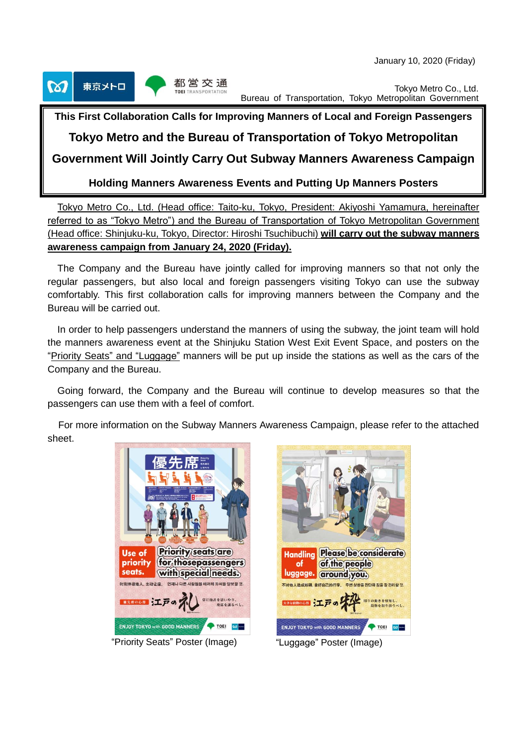January 10, 2020 (Friday)

Tokyo Metro Co., Ltd.
Bureau of Transportation, Tokyo Metropolitan Government

**This First Collaboration Calls for Improving Manners of Local and Foreign Passengers**

# Tokyo Metro and the Bureau of Transportation of Tokyo Metropolitan Government Will Jointly Carry Out Subway Manners Awareness Campaign

**Holding Manners Awareness Events and Putting Up Manners Posters**

Tokyo Metro Co., Ltd. (Head office: Taito-ku, Tokyo, President: Akiyoshi Yamamura, hereinafter referred to as "Tokyo Metro") and the Bureau of Transportation of Tokyo Metropolitan Government (Head office: Shinjuku-ku, Tokyo, Director: Hiroshi Tsuchibuchi) **will carry out the subway manners awareness campaign from January 24, 2020 (Friday).**

The Company and the Bureau have jointly called for improving manners so that not only the regular passengers, but also local and foreign passengers visiting Tokyo can use the subway comfortably. This first collaboration calls for improving manners between the Company and the Bureau will be carried out.

In order to help passengers understand the manners of using the subway, the joint team will hold the manners awareness event at the Shinjuku Station West Exit Event Space, and posters on the "Priority Seats" and "Luggage" manners will be put up inside the stations as well as the cars of the Company and the Bureau.

Going forward, the Company and the Bureau will continue to develop measures so that the passengers can use them with a feel of comfort.

For more information on the Subway Manners Awareness Campaign, please refer to the attached sheet.

"Priority Seats" Poster (Image)

"Luggage" Poster (Image)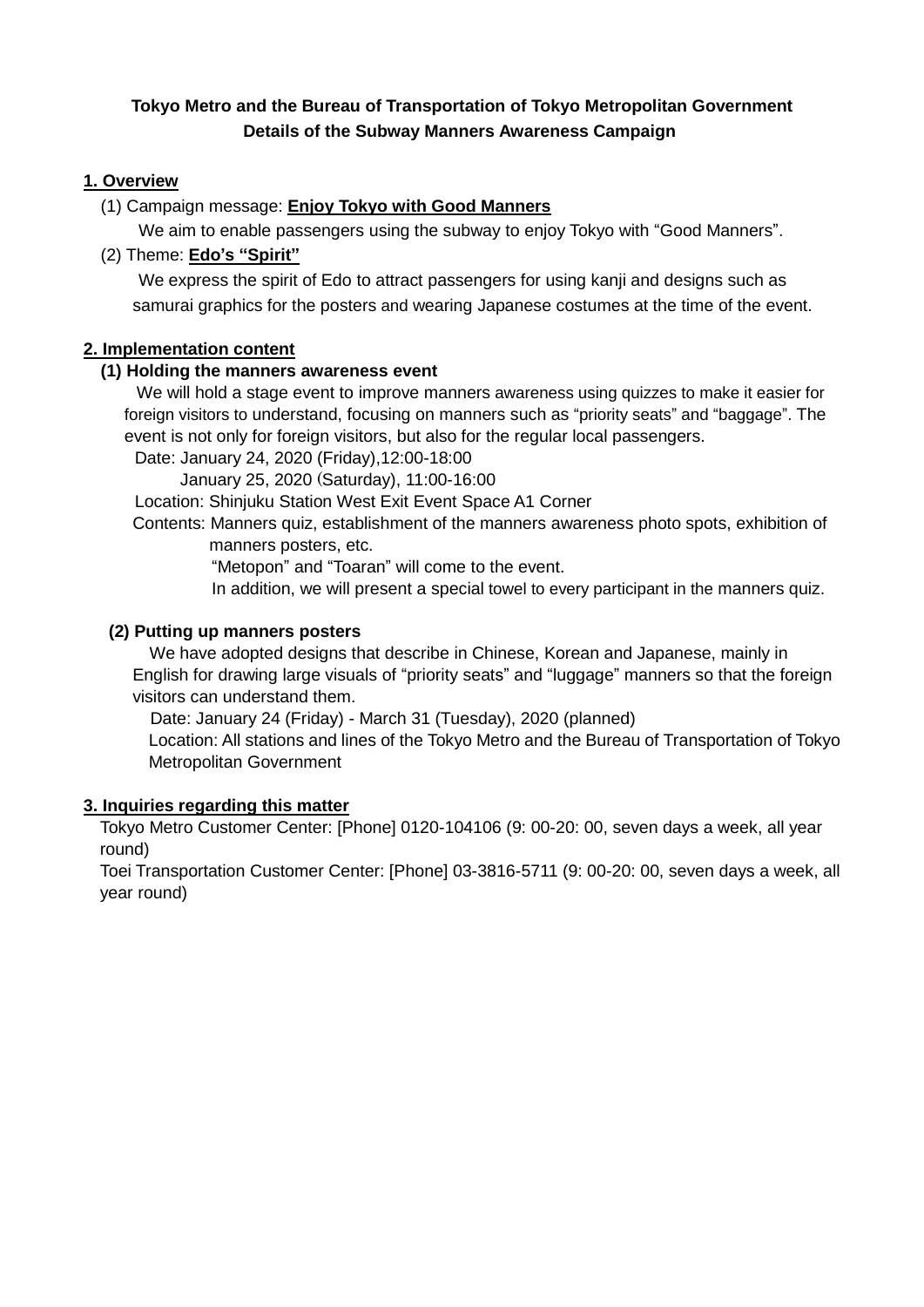**Tokyo Metro and the Bureau of Transportation of Tokyo Metropolitan Government**
**Details of the Subway Manners Awareness Campaign**

## 1. Overview

(1) Campaign message: **Enjoy Tokyo with Good Manners**

We aim to enable passengers using the subway to enjoy Tokyo with "Good Manners".

(2) Theme: **Edo's "Spirit"**

We express the spirit of Edo to attract passengers for using kanji and designs such as samurai graphics for the posters and wearing Japanese costumes at the time of the event.

## 2. Implementation content

### (1) Holding the manners awareness event

We will hold a stage event to improve manners awareness using quizzes to make it easier for foreign visitors to understand, focusing on manners such as "priority seats" and "baggage". The event is not only for foreign visitors, but also for the regular local passengers.

Date: January 24, 2020 (Friday),12:00-18:00
January 25, 2020 (Saturday), 11:00-16:00

Location: Shinjuku Station West Exit Event Space A1 Corner

Contents: Manners quiz, establishment of the manners awareness photo spots, exhibition of manners posters, etc.
"Metopon" and "Toaran" will come to the event.
In addition, we will present a special towel to every participant in the manners quiz.

### (2) Putting up manners posters

We have adopted designs that describe in Chinese, Korean and Japanese, mainly in English for drawing large visuals of "priority seats" and "luggage" manners so that the foreign visitors can understand them.

Date: January 24 (Friday) - March 31 (Tuesday), 2020 (planned)

Location: All stations and lines of the Tokyo Metro and the Bureau of Transportation of Tokyo Metropolitan Government

## 3. Inquiries regarding this matter

Tokyo Metro Customer Center: [Phone] 0120-104106 (9: 00-20: 00, seven days a week, all year round)

Toei Transportation Customer Center: [Phone] 03-3816-5711 (9: 00-20: 00, seven days a week, all year round)